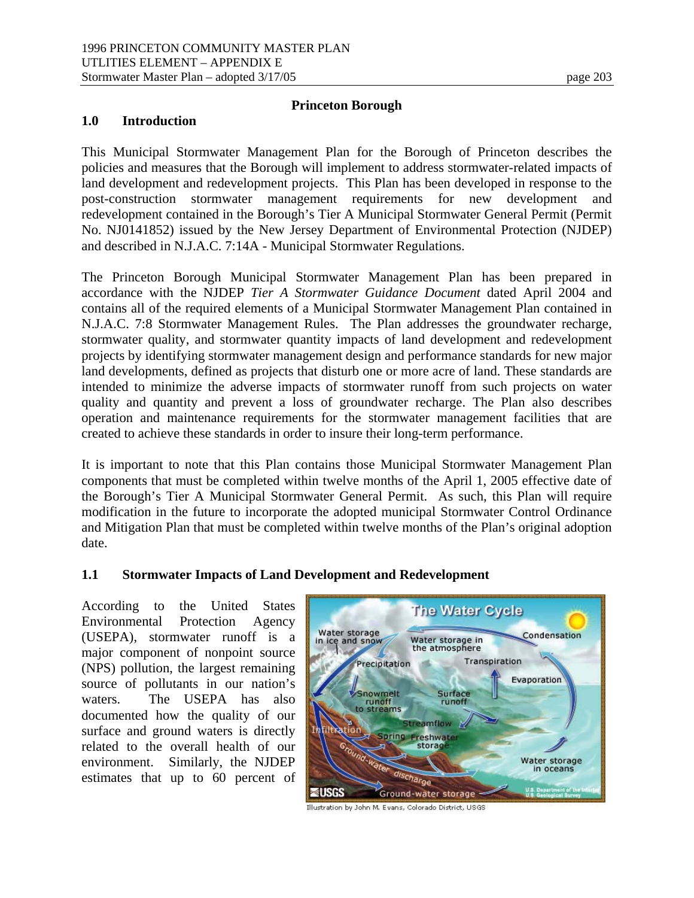## Princeton Borough

## 1.0 Introduction

This Municipal Stormwater Management Plan for the Borough of Princeton describes the policies and measures that the Borough will implement to address stormwater-related impacts of land development and redevelopment projects. This Plan has been developed in response to the post-construction stormwater management requirements for new development and redevelopment contained in the Borough's Tier A Municipal Stormwater General Permit (Permit No. NJ0141852) issued by the New Jersey Department of Environmental Protection (NJDEP) and described in N.J.A.C. 7:14A - Municipal Stormwater Regulations.

The Princeton Borough Municipal Stormwater Management Plan has been prepared in accordance with the NJDEP *Tier A Stormwater Guidance Document* dated April 2004 and contains all of the required elements of a Municipal Stormwater Management Plan contained in N.J.A.C. 7:8 Stormwater Management Rules. The Plan addresses the groundwater recharge, stormwater quality, and stormwater quantity impacts of land development and redevelopment projects by identifying stormwater management design and performance standards for new major land developments, defined as projects that disturb one or more acre of land. These standards are intended to minimize the adverse impacts of stormwater runoff from such projects on water quality and quantity and prevent a loss of groundwater recharge. The Plan also describes operation and maintenance requirements for the stormwater management facilities that are created to achieve these standards in order to insure their long-term performance.

It is important to note that this Plan contains those Municipal Stormwater Management Plan components that must be completed within twelve months of the April 1, 2005 effective date of the Borough's Tier A Municipal Stormwater General Permit. As such, this Plan will require modification in the future to incorporate the adopted municipal Stormwater Control Ordinance and Mitigation Plan that must be completed within twelve months of the Plan's original adoption date.

## 1.1 Stormwater Impacts of Land Development and Redevelopment

According to the United States Environmental Protection Agency (USEPA), stormwater runoff is a major component of nonpoint source (NPS) pollution, the largest remaining source of pollutants in our nation's waters. The USEPA has also documented how the quality of our surface and ground waters is directly related to the overall health of our environment. Similarly, the NJDEP estimates that up to 60 percent of

Illustration by John M. Evans, Colorado District, USGS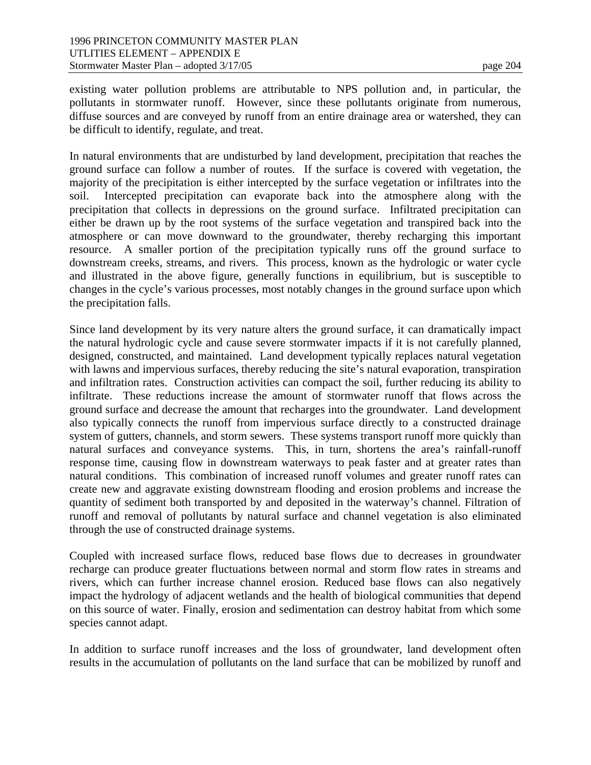existing water pollution problems are attributable to NPS pollution and, in particular, the pollutants in stormwater runoff. However, since these pollutants originate from numerous, diffuse sources and are conveyed by runoff from an entire drainage area or watershed, they can be difficult to identify, regulate, and treat.

In natural environments that are undisturbed by land development, precipitation that reaches the ground surface can follow a number of routes. If the surface is covered with vegetation, the majority of the precipitation is either intercepted by the surface vegetation or infiltrates into the soil. Intercepted precipitation can evaporate back into the atmosphere along with the precipitation that collects in depressions on the ground surface. Infiltrated precipitation can either be drawn up by the root systems of the surface vegetation and transpired back into the atmosphere or can move downward to the groundwater, thereby recharging this important resource. A smaller portion of the precipitation typically runs off the ground surface to downstream creeks, streams, and rivers. This process, known as the hydrologic or water cycle and illustrated in the above figure, generally functions in equilibrium, but is susceptible to changes in the cycle's various processes, most notably changes in the ground surface upon which the precipitation falls.

Since land development by its very nature alters the ground surface, it can dramatically impact the natural hydrologic cycle and cause severe stormwater impacts if it is not carefully planned, designed, constructed, and maintained. Land development typically replaces natural vegetation with lawns and impervious surfaces, thereby reducing the site's natural evaporation, transpiration and infiltration rates. Construction activities can compact the soil, further reducing its ability to infiltrate. These reductions increase the amount of stormwater runoff that flows across the ground surface and decrease the amount that recharges into the groundwater. Land development also typically connects the runoff from impervious surface directly to a constructed drainage system of gutters, channels, and storm sewers. These systems transport runoff more quickly than natural surfaces and conveyance systems. This, in turn, shortens the area's rainfall-runoff response time, causing flow in downstream waterways to peak faster and at greater rates than natural conditions. This combination of increased runoff volumes and greater runoff rates can create new and aggravate existing downstream flooding and erosion problems and increase the quantity of sediment both transported by and deposited in the waterway's channel. Filtration of runoff and removal of pollutants by natural surface and channel vegetation is also eliminated through the use of constructed drainage systems.

Coupled with increased surface flows, reduced base flows due to decreases in groundwater recharge can produce greater fluctuations between normal and storm flow rates in streams and rivers, which can further increase channel erosion. Reduced base flows can also negatively impact the hydrology of adjacent wetlands and the health of biological communities that depend on this source of water. Finally, erosion and sedimentation can destroy habitat from which some species cannot adapt.

In addition to surface runoff increases and the loss of groundwater, land development often results in the accumulation of pollutants on the land surface that can be mobilized by runoff and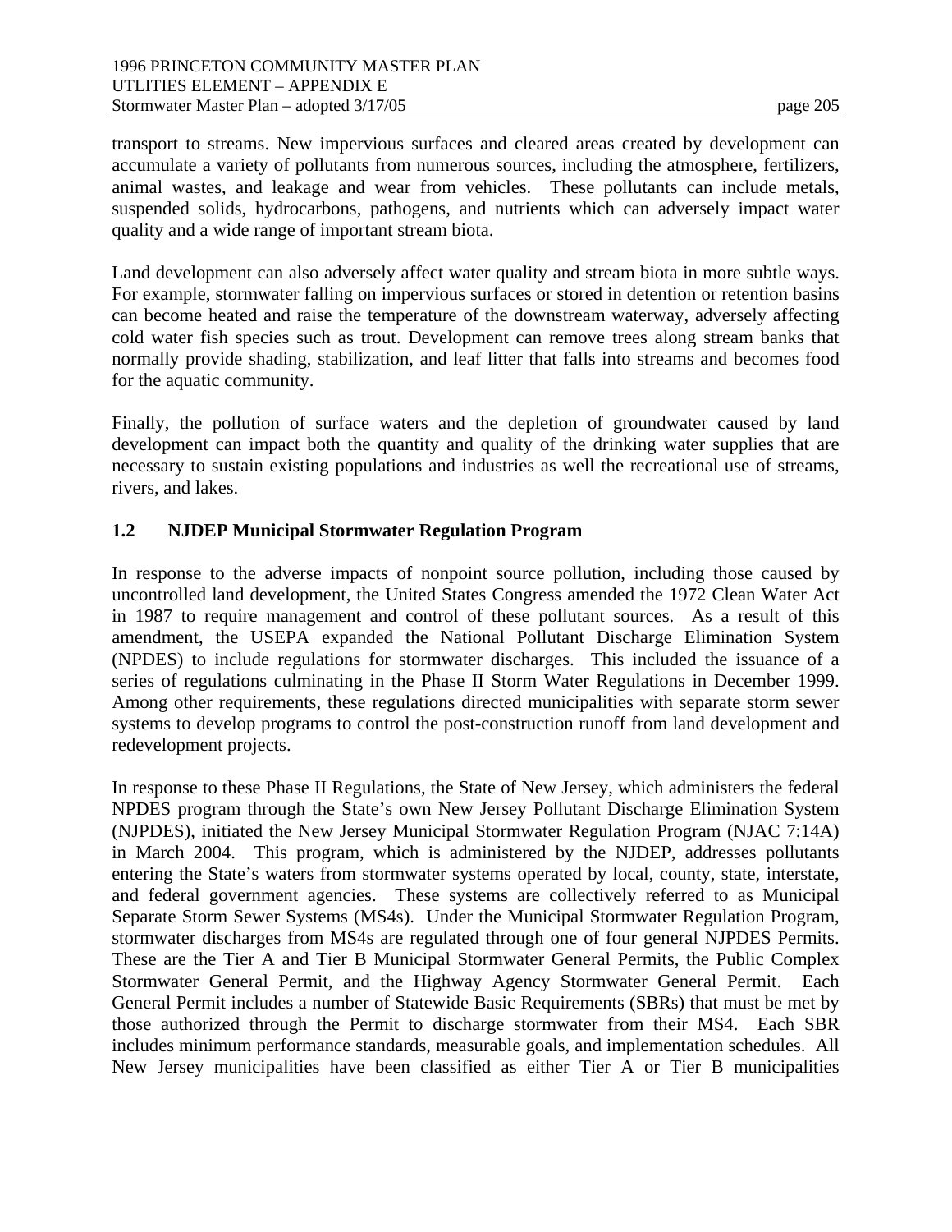transport to streams. New impervious surfaces and cleared areas created by development can accumulate a variety of pollutants from numerous sources, including the atmosphere, fertilizers, animal wastes, and leakage and wear from vehicles. These pollutants can include metals, suspended solids, hydrocarbons, pathogens, and nutrients which can adversely impact water quality and a wide range of important stream biota.

Land development can also adversely affect water quality and stream biota in more subtle ways. For example, stormwater falling on impervious surfaces or stored in detention or retention basins can become heated and raise the temperature of the downstream waterway, adversely affecting cold water fish species such as trout. Development can remove trees along stream banks that normally provide shading, stabilization, and leaf litter that falls into streams and becomes food for the aquatic community.

Finally, the pollution of surface waters and the depletion of groundwater caused by land development can impact both the quantity and quality of the drinking water supplies that are necessary to sustain existing populations and industries as well the recreational use of streams, rivers, and lakes.

### 1.2 NJDEP Municipal Stormwater Regulation Program

In response to the adverse impacts of nonpoint source pollution, including those caused by uncontrolled land development, the United States Congress amended the 1972 Clean Water Act in 1987 to require management and control of these pollutant sources. As a result of this amendment, the USEPA expanded the National Pollutant Discharge Elimination System (NPDES) to include regulations for stormwater discharges. This included the issuance of a series of regulations culminating in the Phase II Storm Water Regulations in December 1999. Among other requirements, these regulations directed municipalities with separate storm sewer systems to develop programs to control the post-construction runoff from land development and redevelopment projects.

In response to these Phase II Regulations, the State of New Jersey, which administers the federal NPDES program through the State's own New Jersey Pollutant Discharge Elimination System (NJPDES), initiated the New Jersey Municipal Stormwater Regulation Program (NJAC 7:14A) in March 2004. This program, which is administered by the NJDEP, addresses pollutants entering the State's waters from stormwater systems operated by local, county, state, interstate, and federal government agencies. These systems are collectively referred to as Municipal Separate Storm Sewer Systems (MS4s). Under the Municipal Stormwater Regulation Program, stormwater discharges from MS4s are regulated through one of four general NJPDES Permits. These are the Tier A and Tier B Municipal Stormwater General Permits, the Public Complex Stormwater General Permit, and the Highway Agency Stormwater General Permit. Each General Permit includes a number of Statewide Basic Requirements (SBRs) that must be met by those authorized through the Permit to discharge stormwater from their MS4. Each SBR includes minimum performance standards, measurable goals, and implementation schedules. All New Jersey municipalities have been classified as either Tier A or Tier B municipalities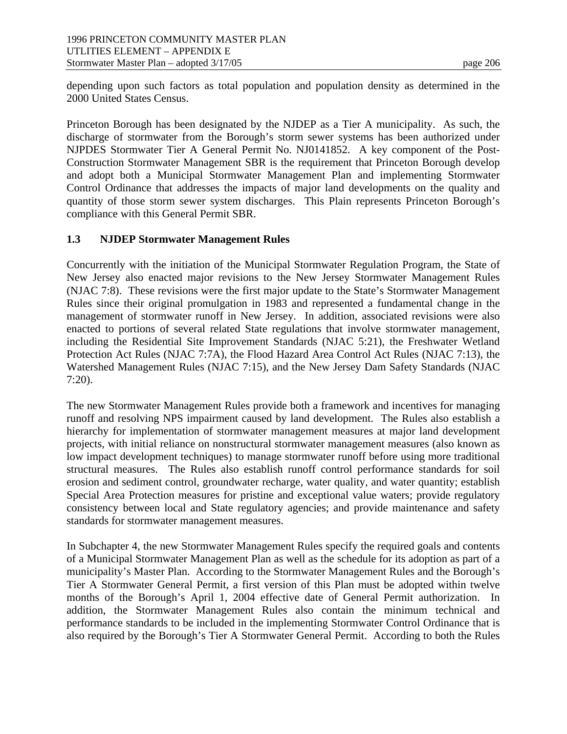depending upon such factors as total population and population density as determined in the 2000 United States Census.

Princeton Borough has been designated by the NJDEP as a Tier A municipality. As such, the discharge of stormwater from the Borough's storm sewer systems has been authorized under NJPDES Stormwater Tier A General Permit No. NJ0141852. A key component of the Post-Construction Stormwater Management SBR is the requirement that Princeton Borough develop and adopt both a Municipal Stormwater Management Plan and implementing Stormwater Control Ordinance that addresses the impacts of major land developments on the quality and quantity of those storm sewer system discharges. This Plain represents Princeton Borough's compliance with this General Permit SBR.

### 1.3 NJDEP Stormwater Management Rules

Concurrently with the initiation of the Municipal Stormwater Regulation Program, the State of New Jersey also enacted major revisions to the New Jersey Stormwater Management Rules (NJAC 7:8). These revisions were the first major update to the State's Stormwater Management Rules since their original promulgation in 1983 and represented a fundamental change in the management of stormwater runoff in New Jersey. In addition, associated revisions were also enacted to portions of several related State regulations that involve stormwater management, including the Residential Site Improvement Standards (NJAC 5:21), the Freshwater Wetland Protection Act Rules (NJAC 7:7A), the Flood Hazard Area Control Act Rules (NJAC 7:13), the Watershed Management Rules (NJAC 7:15), and the New Jersey Dam Safety Standards (NJAC 7:20).

The new Stormwater Management Rules provide both a framework and incentives for managing runoff and resolving NPS impairment caused by land development. The Rules also establish a hierarchy for implementation of stormwater management measures at major land development projects, with initial reliance on nonstructural stormwater management measures (also known as low impact development techniques) to manage stormwater runoff before using more traditional structural measures. The Rules also establish runoff control performance standards for soil erosion and sediment control, groundwater recharge, water quality, and water quantity; establish Special Area Protection measures for pristine and exceptional value waters; provide regulatory consistency between local and State regulatory agencies; and provide maintenance and safety standards for stormwater management measures.

In Subchapter 4, the new Stormwater Management Rules specify the required goals and contents of a Municipal Stormwater Management Plan as well as the schedule for its adoption as part of a municipality's Master Plan. According to the Stormwater Management Rules and the Borough's Tier A Stormwater General Permit, a first version of this Plan must be adopted within twelve months of the Borough's April 1, 2004 effective date of General Permit authorization. In addition, the Stormwater Management Rules also contain the minimum technical and performance standards to be included in the implementing Stormwater Control Ordinance that is also required by the Borough's Tier A Stormwater General Permit. According to both the Rules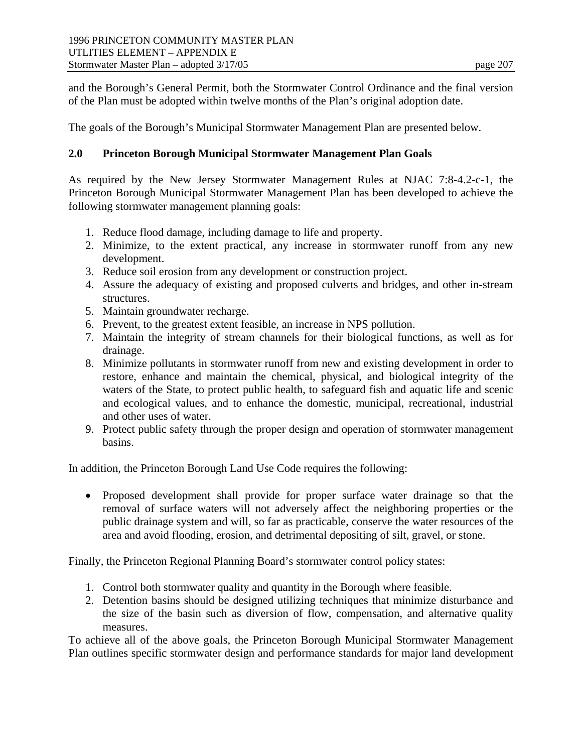and the Borough's General Permit, both the Stormwater Control Ordinance and the final version of the Plan must be adopted within twelve months of the Plan's original adoption date.

The goals of the Borough's Municipal Stormwater Management Plan are presented below.

## 2.0 Princeton Borough Municipal Stormwater Management Plan Goals

As required by the New Jersey Stormwater Management Rules at NJAC 7:8-4.2-c-1, the Princeton Borough Municipal Stormwater Management Plan has been developed to achieve the following stormwater management planning goals:

1. Reduce flood damage, including damage to life and property.
2. Minimize, to the extent practical, any increase in stormwater runoff from any new development.
3. Reduce soil erosion from any development or construction project.
4. Assure the adequacy of existing and proposed culverts and bridges, and other in-stream structures.
5. Maintain groundwater recharge.
6. Prevent, to the greatest extent feasible, an increase in NPS pollution.
7. Maintain the integrity of stream channels for their biological functions, as well as for drainage.
8. Minimize pollutants in stormwater runoff from new and existing development in order to restore, enhance and maintain the chemical, physical, and biological integrity of the waters of the State, to protect public health, to safeguard fish and aquatic life and scenic and ecological values, and to enhance the domestic, municipal, recreational, industrial and other uses of water.
9. Protect public safety through the proper design and operation of stormwater management basins.

In addition, the Princeton Borough Land Use Code requires the following:

- Proposed development shall provide for proper surface water drainage so that the removal of surface waters will not adversely affect the neighboring properties or the public drainage system and will, so far as practicable, conserve the water resources of the area and avoid flooding, erosion, and detrimental depositing of silt, gravel, or stone.

Finally, the Princeton Regional Planning Board's stormwater control policy states:

1. Control both stormwater quality and quantity in the Borough where feasible.
2. Detention basins should be designed utilizing techniques that minimize disturbance and the size of the basin such as diversion of flow, compensation, and alternative quality measures.

To achieve all of the above goals, the Princeton Borough Municipal Stormwater Management Plan outlines specific stormwater design and performance standards for major land development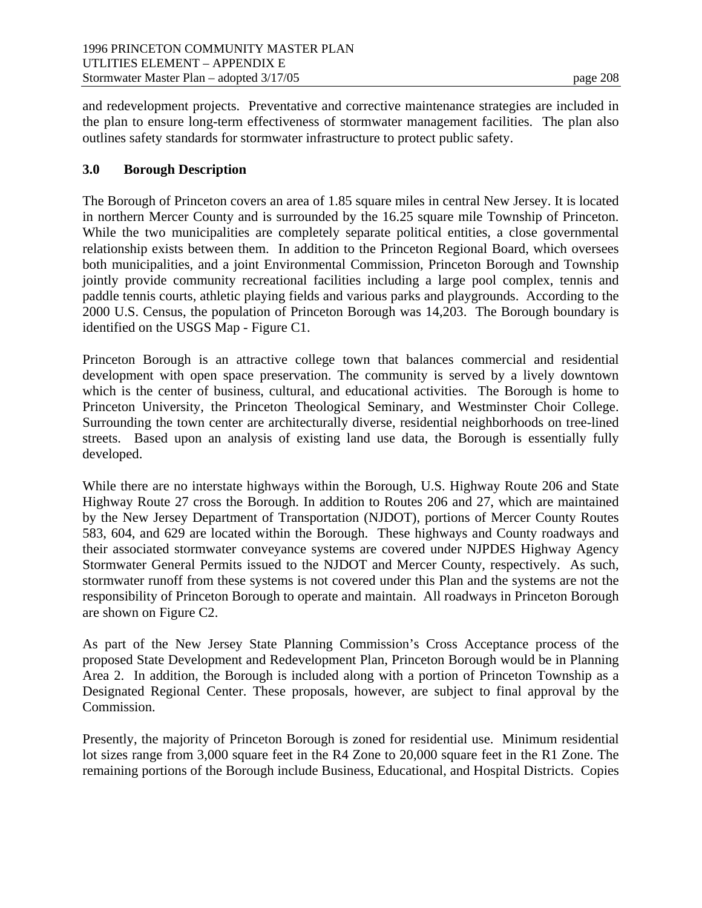and redevelopment projects. Preventative and corrective maintenance strategies are included in the plan to ensure long-term effectiveness of stormwater management facilities. The plan also outlines safety standards for stormwater infrastructure to protect public safety.

## 3.0 Borough Description

The Borough of Princeton covers an area of 1.85 square miles in central New Jersey. It is located in northern Mercer County and is surrounded by the 16.25 square mile Township of Princeton. While the two municipalities are completely separate political entities, a close governmental relationship exists between them. In addition to the Princeton Regional Board, which oversees both municipalities, and a joint Environmental Commission, Princeton Borough and Township jointly provide community recreational facilities including a large pool complex, tennis and paddle tennis courts, athletic playing fields and various parks and playgrounds. According to the 2000 U.S. Census, the population of Princeton Borough was 14,203. The Borough boundary is identified on the USGS Map - Figure C1.

Princeton Borough is an attractive college town that balances commercial and residential development with open space preservation. The community is served by a lively downtown which is the center of business, cultural, and educational activities. The Borough is home to Princeton University, the Princeton Theological Seminary, and Westminster Choir College. Surrounding the town center are architecturally diverse, residential neighborhoods on tree-lined streets. Based upon an analysis of existing land use data, the Borough is essentially fully developed.

While there are no interstate highways within the Borough, U.S. Highway Route 206 and State Highway Route 27 cross the Borough. In addition to Routes 206 and 27, which are maintained by the New Jersey Department of Transportation (NJDOT), portions of Mercer County Routes 583, 604, and 629 are located within the Borough. These highways and County roadways and their associated stormwater conveyance systems are covered under NJPDES Highway Agency Stormwater General Permits issued to the NJDOT and Mercer County, respectively. As such, stormwater runoff from these systems is not covered under this Plan and the systems are not the responsibility of Princeton Borough to operate and maintain. All roadways in Princeton Borough are shown on Figure C2.

As part of the New Jersey State Planning Commission's Cross Acceptance process of the proposed State Development and Redevelopment Plan, Princeton Borough would be in Planning Area 2. In addition, the Borough is included along with a portion of Princeton Township as a Designated Regional Center. These proposals, however, are subject to final approval by the Commission.

Presently, the majority of Princeton Borough is zoned for residential use. Minimum residential lot sizes range from 3,000 square feet in the R4 Zone to 20,000 square feet in the R1 Zone. The remaining portions of the Borough include Business, Educational, and Hospital Districts. Copies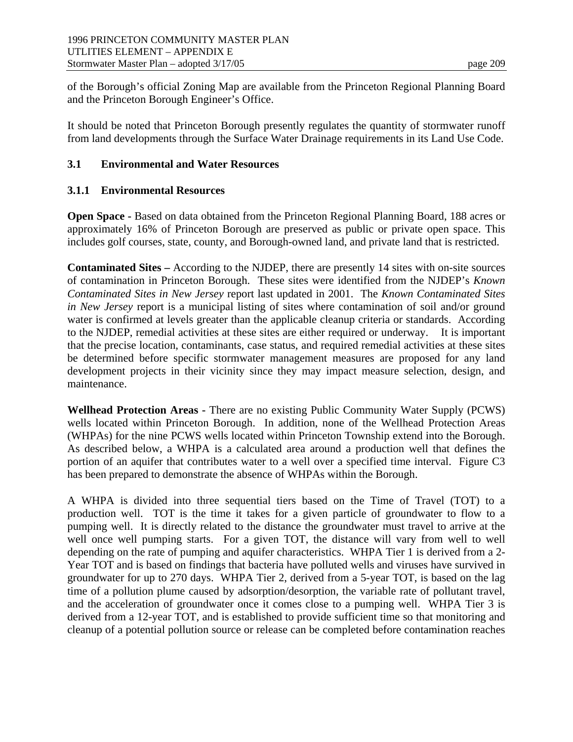of the Borough's official Zoning Map are available from the Princeton Regional Planning Board and the Princeton Borough Engineer's Office.

It should be noted that Princeton Borough presently regulates the quantity of stormwater runoff from land developments through the Surface Water Drainage requirements in its Land Use Code.

## 3.1 Environmental and Water Resources

### 3.1.1 Environmental Resources

**Open Space -** Based on data obtained from the Princeton Regional Planning Board, 188 acres or approximately 16% of Princeton Borough are preserved as public or private open space. This includes golf courses, state, county, and Borough-owned land, and private land that is restricted.

**Contaminated Sites –** According to the NJDEP, there are presently 14 sites with on-site sources of contamination in Princeton Borough. These sites were identified from the NJDEP's *Known Contaminated Sites in New Jersey* report last updated in 2001. The *Known Contaminated Sites in New Jersey* report is a municipal listing of sites where contamination of soil and/or ground water is confirmed at levels greater than the applicable cleanup criteria or standards. According to the NJDEP, remedial activities at these sites are either required or underway. It is important that the precise location, contaminants, case status, and required remedial activities at these sites be determined before specific stormwater management measures are proposed for any land development projects in their vicinity since they may impact measure selection, design, and maintenance.

**Wellhead Protection Areas -** There are no existing Public Community Water Supply (PCWS) wells located within Princeton Borough. In addition, none of the Wellhead Protection Areas (WHPAs) for the nine PCWS wells located within Princeton Township extend into the Borough. As described below, a WHPA is a calculated area around a production well that defines the portion of an aquifer that contributes water to a well over a specified time interval. Figure C3 has been prepared to demonstrate the absence of WHPAs within the Borough.

A WHPA is divided into three sequential tiers based on the Time of Travel (TOT) to a production well. TOT is the time it takes for a given particle of groundwater to flow to a pumping well. It is directly related to the distance the groundwater must travel to arrive at the well once well pumping starts. For a given TOT, the distance will vary from well to well depending on the rate of pumping and aquifer characteristics. WHPA Tier 1 is derived from a 2-Year TOT and is based on findings that bacteria have polluted wells and viruses have survived in groundwater for up to 270 days. WHPA Tier 2, derived from a 5-year TOT, is based on the lag time of a pollution plume caused by adsorption/desorption, the variable rate of pollutant travel, and the acceleration of groundwater once it comes close to a pumping well. WHPA Tier 3 is derived from a 12-year TOT, and is established to provide sufficient time so that monitoring and cleanup of a potential pollution source or release can be completed before contamination reaches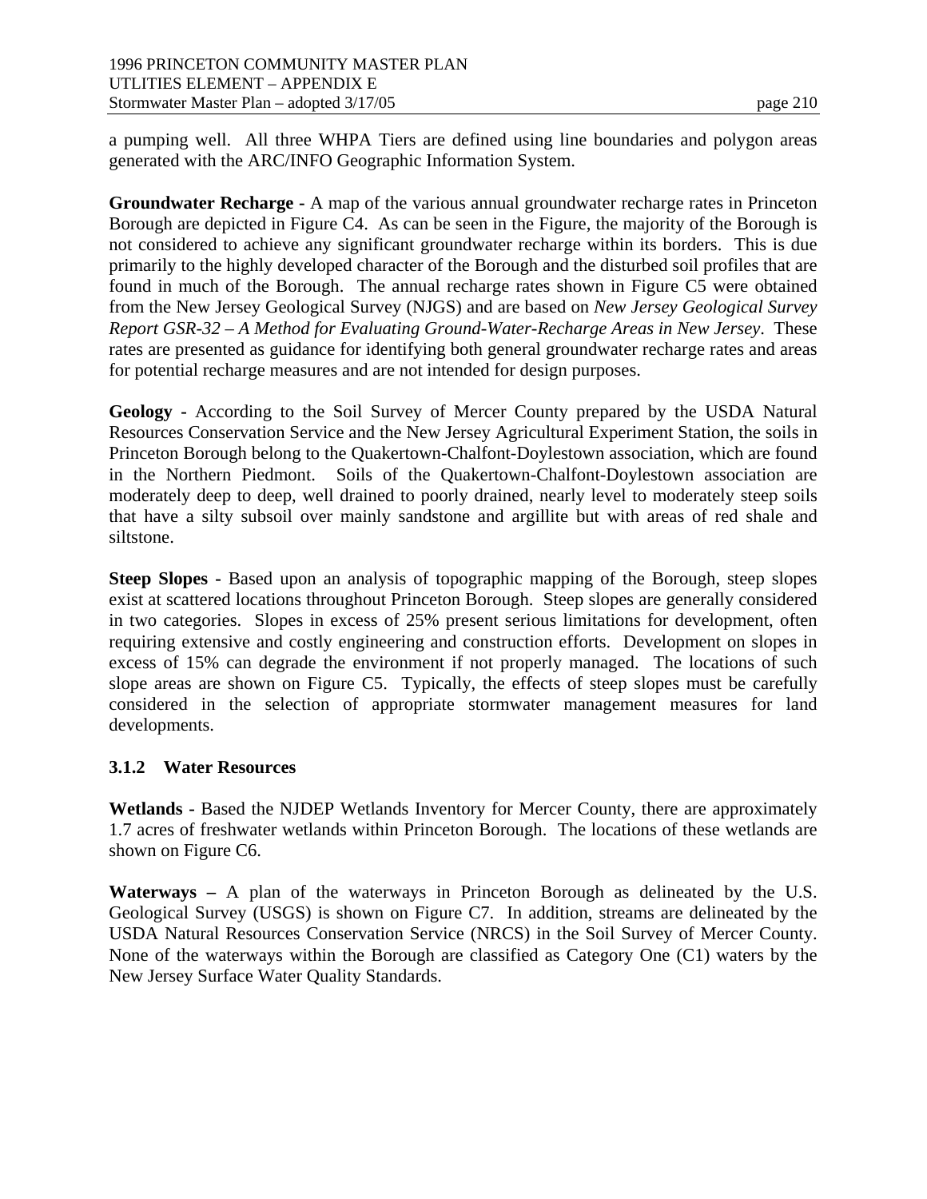a pumping well. All three WHPA Tiers are defined using line boundaries and polygon areas generated with the ARC/INFO Geographic Information System.

**Groundwater Recharge -** A map of the various annual groundwater recharge rates in Princeton Borough are depicted in Figure C4. As can be seen in the Figure, the majority of the Borough is not considered to achieve any significant groundwater recharge within its borders. This is due primarily to the highly developed character of the Borough and the disturbed soil profiles that are found in much of the Borough. The annual recharge rates shown in Figure C5 were obtained from the New Jersey Geological Survey (NJGS) and are based on *New Jersey Geological Survey Report GSR-32 – A Method for Evaluating Ground-Water-Recharge Areas in New Jersey*. These rates are presented as guidance for identifying both general groundwater recharge rates and areas for potential recharge measures and are not intended for design purposes.

**Geology -** According to the Soil Survey of Mercer County prepared by the USDA Natural Resources Conservation Service and the New Jersey Agricultural Experiment Station, the soils in Princeton Borough belong to the Quakertown-Chalfont-Doylestown association, which are found in the Northern Piedmont. Soils of the Quakertown-Chalfont-Doylestown association are moderately deep to deep, well drained to poorly drained, nearly level to moderately steep soils that have a silty subsoil over mainly sandstone and argillite but with areas of red shale and siltstone.

**Steep Slopes -** Based upon an analysis of topographic mapping of the Borough, steep slopes exist at scattered locations throughout Princeton Borough. Steep slopes are generally considered in two categories. Slopes in excess of 25% present serious limitations for development, often requiring extensive and costly engineering and construction efforts. Development on slopes in excess of 15% can degrade the environment if not properly managed. The locations of such slope areas are shown on Figure C5. Typically, the effects of steep slopes must be carefully considered in the selection of appropriate stormwater management measures for land developments.

### 3.1.2 Water Resources

**Wetlands -** Based the NJDEP Wetlands Inventory for Mercer County, there are approximately 1.7 acres of freshwater wetlands within Princeton Borough. The locations of these wetlands are shown on Figure C6.

**Waterways –** A plan of the waterways in Princeton Borough as delineated by the U.S. Geological Survey (USGS) is shown on Figure C7. In addition, streams are delineated by the USDA Natural Resources Conservation Service (NRCS) in the Soil Survey of Mercer County. None of the waterways within the Borough are classified as Category One (C1) waters by the New Jersey Surface Water Quality Standards.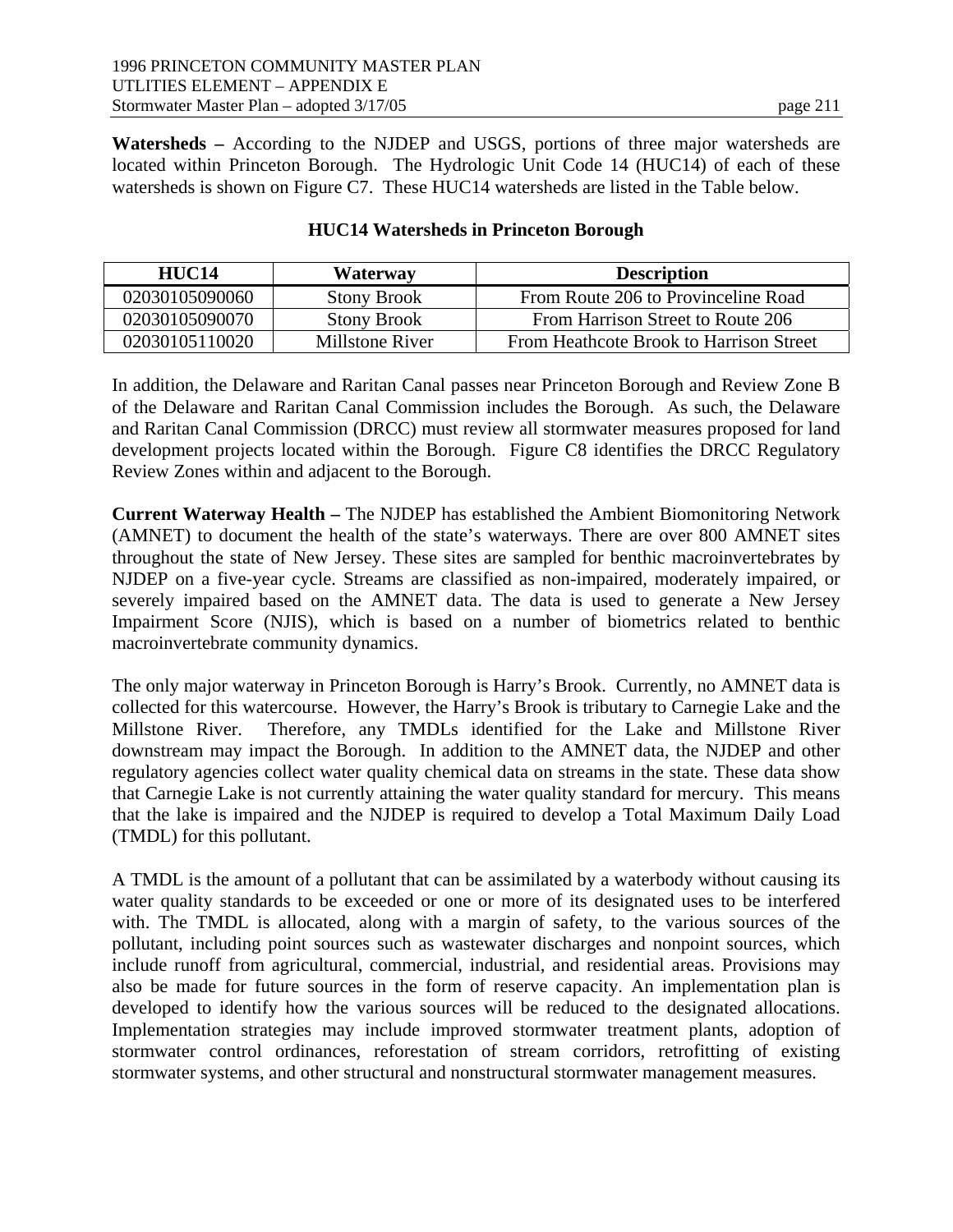**Watersheds –** According to the NJDEP and USGS, portions of three major watersheds are located within Princeton Borough. The Hydrologic Unit Code 14 (HUC14) of each of these watersheds is shown on Figure C7. These HUC14 watersheds are listed in the Table below.

**HUC14 Watersheds in Princeton Borough**

| HUC14 | Waterway | Description |
|---|---|---|
| 02030105090060 | Stony Brook | From Route 206 to Provinceline Road |
| 02030105090070 | Stony Brook | From Harrison Street to Route 206 |
| 02030105110020 | Millstone River | From Heathcote Brook to Harrison Street |

In addition, the Delaware and Raritan Canal passes near Princeton Borough and Review Zone B of the Delaware and Raritan Canal Commission includes the Borough. As such, the Delaware and Raritan Canal Commission (DRCC) must review all stormwater measures proposed for land development projects located within the Borough. Figure C8 identifies the DRCC Regulatory Review Zones within and adjacent to the Borough.

**Current Waterway Health –** The NJDEP has established the Ambient Biomonitoring Network (AMNET) to document the health of the state's waterways. There are over 800 AMNET sites throughout the state of New Jersey. These sites are sampled for benthic macroinvertebrates by NJDEP on a five-year cycle. Streams are classified as non-impaired, moderately impaired, or severely impaired based on the AMNET data. The data is used to generate a New Jersey Impairment Score (NJIS), which is based on a number of biometrics related to benthic macroinvertebrate community dynamics.

The only major waterway in Princeton Borough is Harry's Brook. Currently, no AMNET data is collected for this watercourse. However, the Harry's Brook is tributary to Carnegie Lake and the Millstone River. Therefore, any TMDLs identified for the Lake and Millstone River downstream may impact the Borough. In addition to the AMNET data, the NJDEP and other regulatory agencies collect water quality chemical data on streams in the state. These data show that Carnegie Lake is not currently attaining the water quality standard for mercury. This means that the lake is impaired and the NJDEP is required to develop a Total Maximum Daily Load (TMDL) for this pollutant.

A TMDL is the amount of a pollutant that can be assimilated by a waterbody without causing its water quality standards to be exceeded or one or more of its designated uses to be interfered with. The TMDL is allocated, along with a margin of safety, to the various sources of the pollutant, including point sources such as wastewater discharges and nonpoint sources, which include runoff from agricultural, commercial, industrial, and residential areas. Provisions may also be made for future sources in the form of reserve capacity. An implementation plan is developed to identify how the various sources will be reduced to the designated allocations. Implementation strategies may include improved stormwater treatment plants, adoption of stormwater control ordinances, reforestation of stream corridors, retrofitting of existing stormwater systems, and other structural and nonstructural stormwater management measures.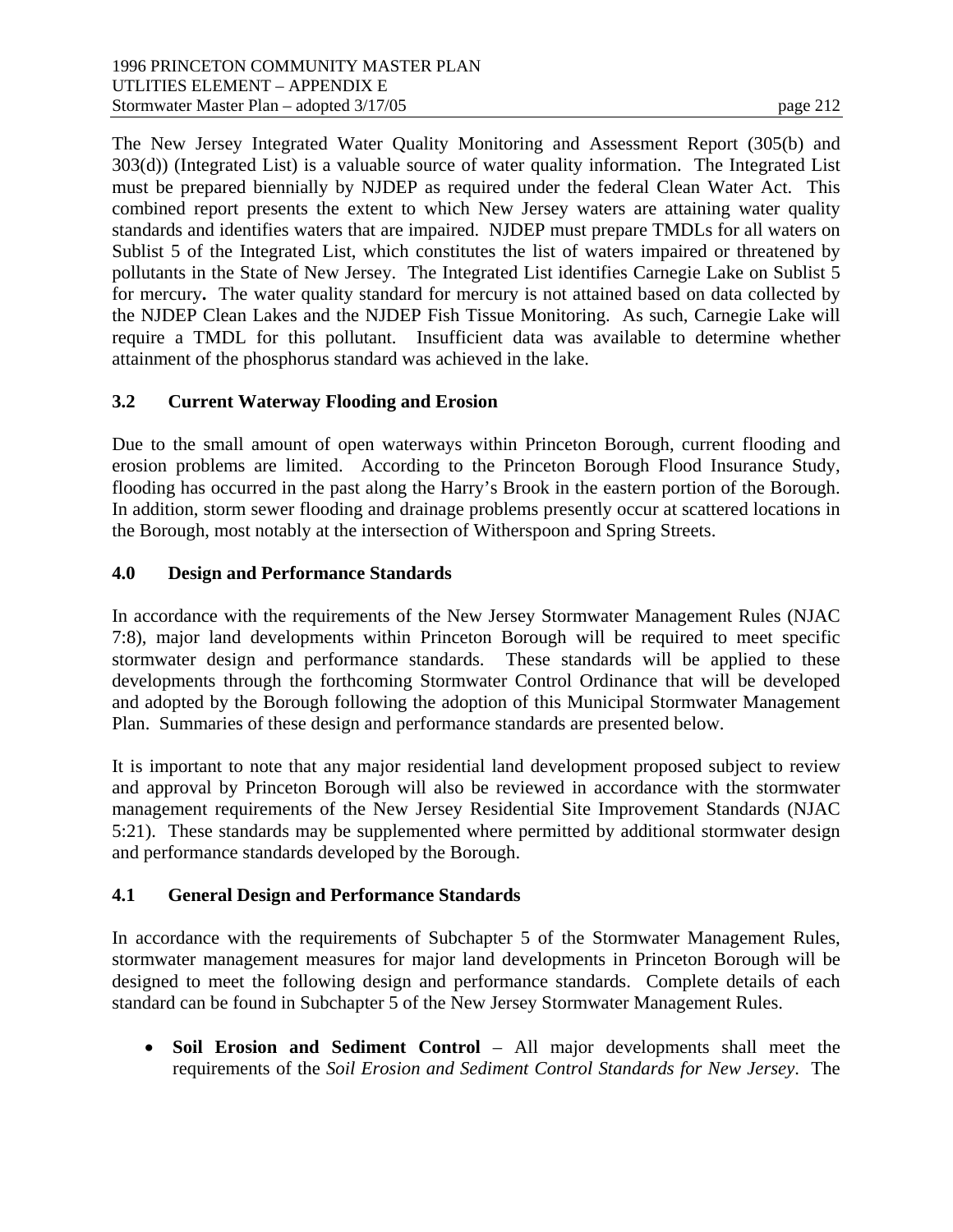The New Jersey Integrated Water Quality Monitoring and Assessment Report (305(b) and 303(d)) (Integrated List) is a valuable source of water quality information. The Integrated List must be prepared biennially by NJDEP as required under the federal Clean Water Act. This combined report presents the extent to which New Jersey waters are attaining water quality standards and identifies waters that are impaired. NJDEP must prepare TMDLs for all waters on Sublist 5 of the Integrated List, which constitutes the list of waters impaired or threatened by pollutants in the State of New Jersey. The Integrated List identifies Carnegie Lake on Sublist 5 for mercury**.** The water quality standard for mercury is not attained based on data collected by the NJDEP Clean Lakes and the NJDEP Fish Tissue Monitoring. As such, Carnegie Lake will require a TMDL for this pollutant. Insufficient data was available to determine whether attainment of the phosphorus standard was achieved in the lake.

### 3.2 Current Waterway Flooding and Erosion

Due to the small amount of open waterways within Princeton Borough, current flooding and erosion problems are limited. According to the Princeton Borough Flood Insurance Study, flooding has occurred in the past along the Harry's Brook in the eastern portion of the Borough. In addition, storm sewer flooding and drainage problems presently occur at scattered locations in the Borough, most notably at the intersection of Witherspoon and Spring Streets.

## 4.0 Design and Performance Standards

In accordance with the requirements of the New Jersey Stormwater Management Rules (NJAC 7:8), major land developments within Princeton Borough will be required to meet specific stormwater design and performance standards. These standards will be applied to these developments through the forthcoming Stormwater Control Ordinance that will be developed and adopted by the Borough following the adoption of this Municipal Stormwater Management Plan. Summaries of these design and performance standards are presented below.

It is important to note that any major residential land development proposed subject to review and approval by Princeton Borough will also be reviewed in accordance with the stormwater management requirements of the New Jersey Residential Site Improvement Standards (NJAC 5:21). These standards may be supplemented where permitted by additional stormwater design and performance standards developed by the Borough.

### 4.1 General Design and Performance Standards

In accordance with the requirements of Subchapter 5 of the Stormwater Management Rules, stormwater management measures for major land developments in Princeton Borough will be designed to meet the following design and performance standards. Complete details of each standard can be found in Subchapter 5 of the New Jersey Stormwater Management Rules.

- **Soil Erosion and Sediment Control** – All major developments shall meet the requirements of the *Soil Erosion and Sediment Control Standards for New Jersey*. The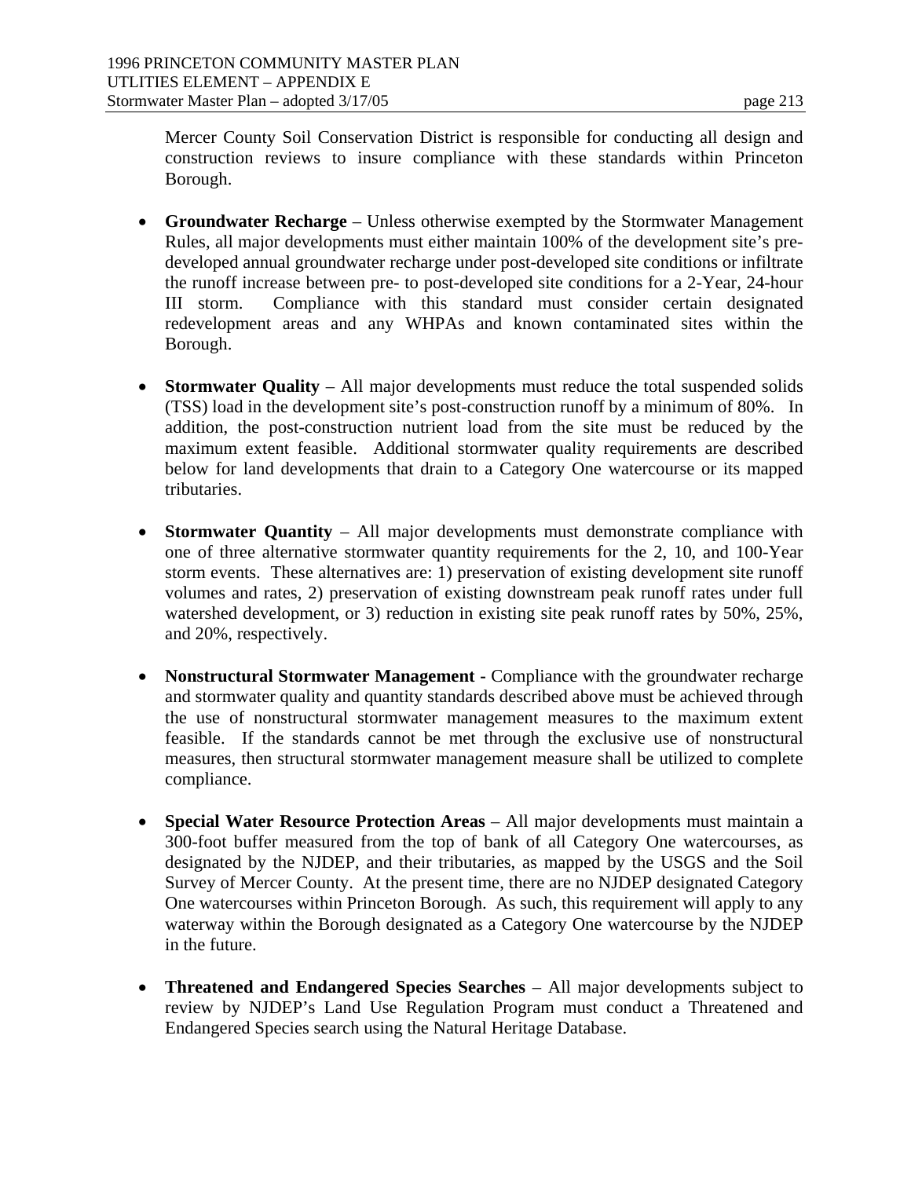Mercer County Soil Conservation District is responsible for conducting all design and construction reviews to insure compliance with these standards within Princeton Borough.

- **Groundwater Recharge** – Unless otherwise exempted by the Stormwater Management Rules, all major developments must either maintain 100% of the development site's pre-developed annual groundwater recharge under post-developed site conditions or infiltrate the runoff increase between pre- to post-developed site conditions for a 2-Year, 24-hour III storm. Compliance with this standard must consider certain designated redevelopment areas and any WHPAs and known contaminated sites within the Borough.

- **Stormwater Quality** – All major developments must reduce the total suspended solids (TSS) load in the development site's post-construction runoff by a minimum of 80%. In addition, the post-construction nutrient load from the site must be reduced by the maximum extent feasible. Additional stormwater quality requirements are described below for land developments that drain to a Category One watercourse or its mapped tributaries.

- **Stormwater Quantity** – All major developments must demonstrate compliance with one of three alternative stormwater quantity requirements for the 2, 10, and 100-Year storm events. These alternatives are: 1) preservation of existing development site runoff volumes and rates, 2) preservation of existing downstream peak runoff rates under full watershed development, or 3) reduction in existing site peak runoff rates by 50%, 25%, and 20%, respectively.

- **Nonstructural Stormwater Management -** Compliance with the groundwater recharge and stormwater quality and quantity standards described above must be achieved through the use of nonstructural stormwater management measures to the maximum extent feasible. If the standards cannot be met through the exclusive use of nonstructural measures, then structural stormwater management measure shall be utilized to complete compliance.

- **Special Water Resource Protection Areas** – All major developments must maintain a 300-foot buffer measured from the top of bank of all Category One watercourses, as designated by the NJDEP, and their tributaries, as mapped by the USGS and the Soil Survey of Mercer County. At the present time, there are no NJDEP designated Category One watercourses within Princeton Borough. As such, this requirement will apply to any waterway within the Borough designated as a Category One watercourse by the NJDEP in the future.

- **Threatened and Endangered Species Searches** – All major developments subject to review by NJDEP's Land Use Regulation Program must conduct a Threatened and Endangered Species search using the Natural Heritage Database.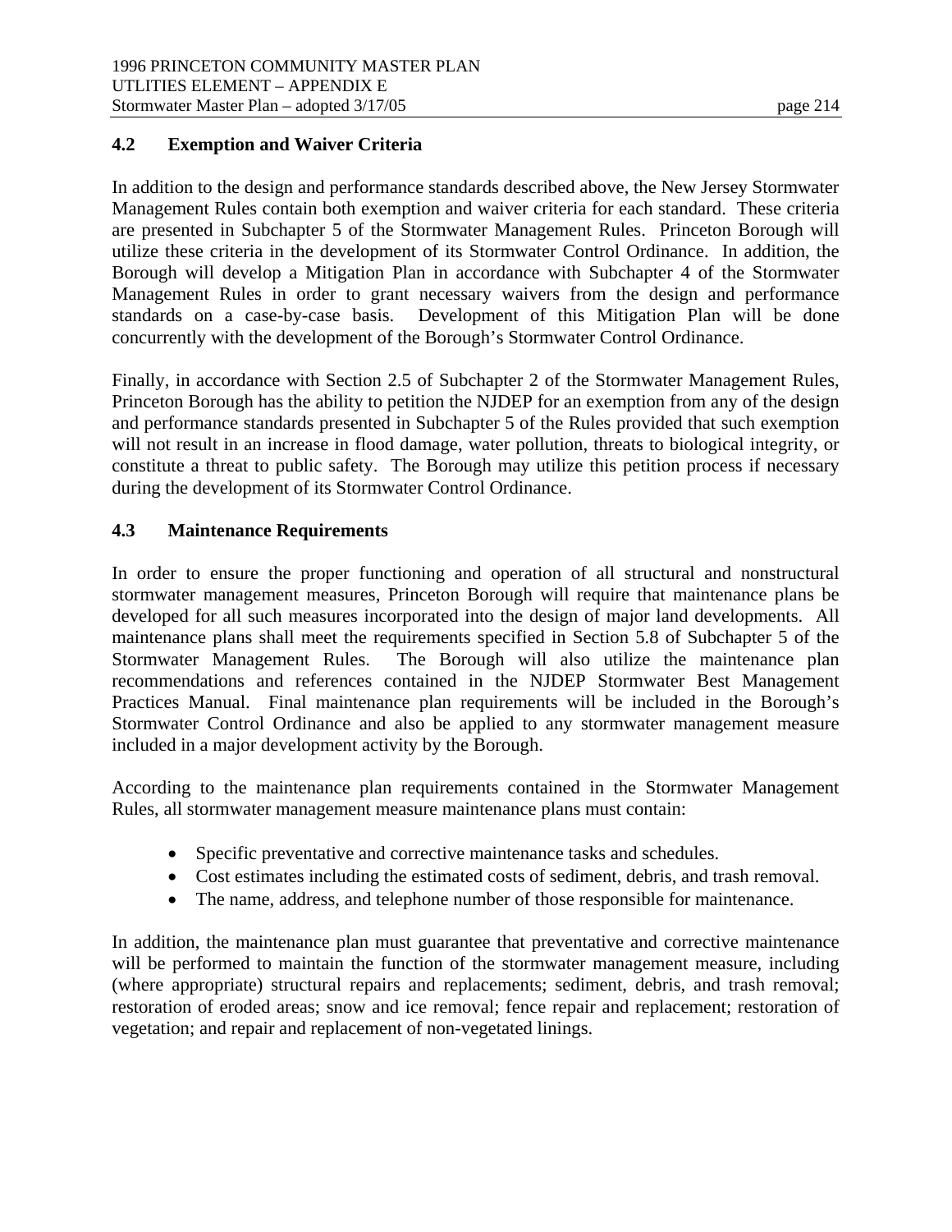### 4.2 Exemption and Waiver Criteria

In addition to the design and performance standards described above, the New Jersey Stormwater Management Rules contain both exemption and waiver criteria for each standard. These criteria are presented in Subchapter 5 of the Stormwater Management Rules. Princeton Borough will utilize these criteria in the development of its Stormwater Control Ordinance. In addition, the Borough will develop a Mitigation Plan in accordance with Subchapter 4 of the Stormwater Management Rules in order to grant necessary waivers from the design and performance standards on a case-by-case basis. Development of this Mitigation Plan will be done concurrently with the development of the Borough's Stormwater Control Ordinance.

Finally, in accordance with Section 2.5 of Subchapter 2 of the Stormwater Management Rules, Princeton Borough has the ability to petition the NJDEP for an exemption from any of the design and performance standards presented in Subchapter 5 of the Rules provided that such exemption will not result in an increase in flood damage, water pollution, threats to biological integrity, or constitute a threat to public safety. The Borough may utilize this petition process if necessary during the development of its Stormwater Control Ordinance.

### 4.3 Maintenance Requirements

In order to ensure the proper functioning and operation of all structural and nonstructural stormwater management measures, Princeton Borough will require that maintenance plans be developed for all such measures incorporated into the design of major land developments. All maintenance plans shall meet the requirements specified in Section 5.8 of Subchapter 5 of the Stormwater Management Rules. The Borough will also utilize the maintenance plan recommendations and references contained in the NJDEP Stormwater Best Management Practices Manual. Final maintenance plan requirements will be included in the Borough's Stormwater Control Ordinance and also be applied to any stormwater management measure included in a major development activity by the Borough.

According to the maintenance plan requirements contained in the Stormwater Management Rules, all stormwater management measure maintenance plans must contain:

- Specific preventative and corrective maintenance tasks and schedules.
- Cost estimates including the estimated costs of sediment, debris, and trash removal.
- The name, address, and telephone number of those responsible for maintenance.

In addition, the maintenance plan must guarantee that preventative and corrective maintenance will be performed to maintain the function of the stormwater management measure, including (where appropriate) structural repairs and replacements; sediment, debris, and trash removal; restoration of eroded areas; snow and ice removal; fence repair and replacement; restoration of vegetation; and repair and replacement of non-vegetated linings.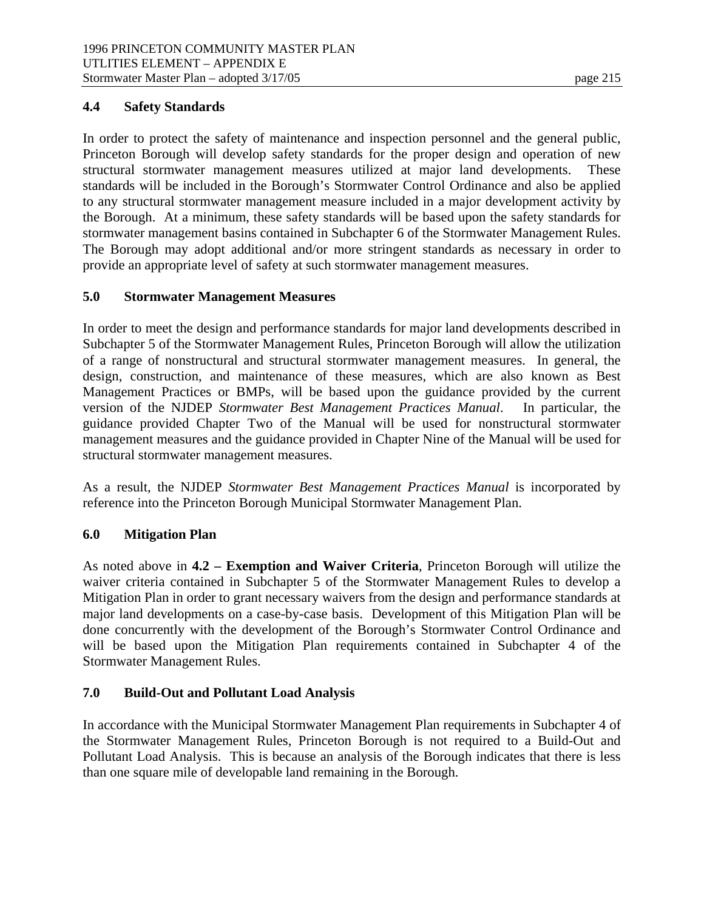## 4.4 Safety Standards

In order to protect the safety of maintenance and inspection personnel and the general public, Princeton Borough will develop safety standards for the proper design and operation of new structural stormwater management measures utilized at major land developments. These standards will be included in the Borough's Stormwater Control Ordinance and also be applied to any structural stormwater management measure included in a major development activity by the Borough. At a minimum, these safety standards will be based upon the safety standards for stormwater management basins contained in Subchapter 6 of the Stormwater Management Rules. The Borough may adopt additional and/or more stringent standards as necessary in order to provide an appropriate level of safety at such stormwater management measures.

## 5.0 Stormwater Management Measures

In order to meet the design and performance standards for major land developments described in Subchapter 5 of the Stormwater Management Rules, Princeton Borough will allow the utilization of a range of nonstructural and structural stormwater management measures. In general, the design, construction, and maintenance of these measures, which are also known as Best Management Practices or BMPs, will be based upon the guidance provided by the current version of the NJDEP *Stormwater Best Management Practices Manual*. In particular, the guidance provided Chapter Two of the Manual will be used for nonstructural stormwater management measures and the guidance provided in Chapter Nine of the Manual will be used for structural stormwater management measures.

As a result, the NJDEP *Stormwater Best Management Practices Manual* is incorporated by reference into the Princeton Borough Municipal Stormwater Management Plan.

## 6.0 Mitigation Plan

As noted above in **4.2 – Exemption and Waiver Criteria**, Princeton Borough will utilize the waiver criteria contained in Subchapter 5 of the Stormwater Management Rules to develop a Mitigation Plan in order to grant necessary waivers from the design and performance standards at major land developments on a case-by-case basis. Development of this Mitigation Plan will be done concurrently with the development of the Borough's Stormwater Control Ordinance and will be based upon the Mitigation Plan requirements contained in Subchapter 4 of the Stormwater Management Rules.

## 7.0 Build-Out and Pollutant Load Analysis

In accordance with the Municipal Stormwater Management Plan requirements in Subchapter 4 of the Stormwater Management Rules, Princeton Borough is not required to a Build-Out and Pollutant Load Analysis. This is because an analysis of the Borough indicates that there is less than one square mile of developable land remaining in the Borough.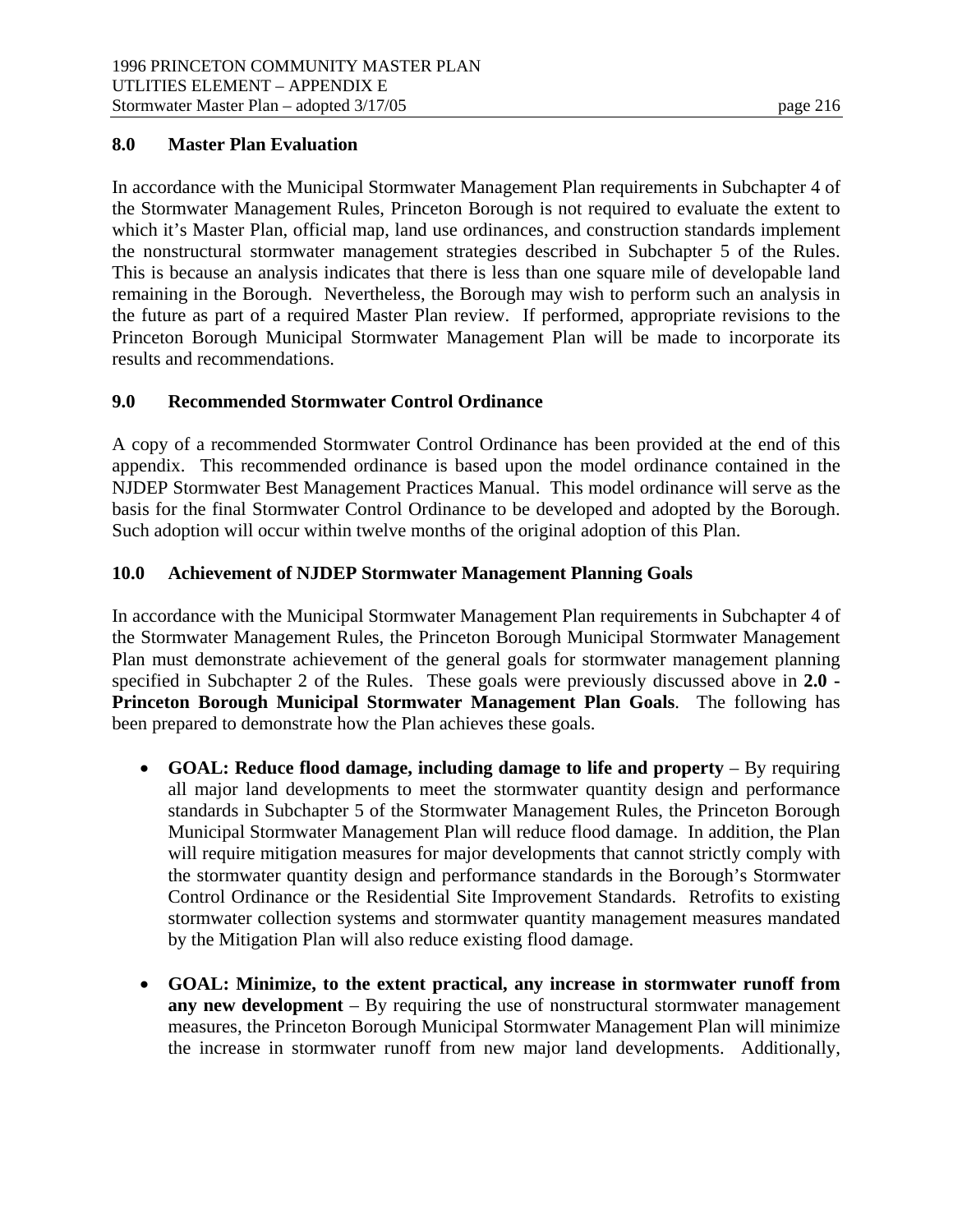## 8.0 Master Plan Evaluation

In accordance with the Municipal Stormwater Management Plan requirements in Subchapter 4 of the Stormwater Management Rules, Princeton Borough is not required to evaluate the extent to which it's Master Plan, official map, land use ordinances, and construction standards implement the nonstructural stormwater management strategies described in Subchapter 5 of the Rules. This is because an analysis indicates that there is less than one square mile of developable land remaining in the Borough. Nevertheless, the Borough may wish to perform such an analysis in the future as part of a required Master Plan review. If performed, appropriate revisions to the Princeton Borough Municipal Stormwater Management Plan will be made to incorporate its results and recommendations.

## 9.0 Recommended Stormwater Control Ordinance

A copy of a recommended Stormwater Control Ordinance has been provided at the end of this appendix. This recommended ordinance is based upon the model ordinance contained in the NJDEP Stormwater Best Management Practices Manual. This model ordinance will serve as the basis for the final Stormwater Control Ordinance to be developed and adopted by the Borough. Such adoption will occur within twelve months of the original adoption of this Plan.

## 10.0 Achievement of NJDEP Stormwater Management Planning Goals

In accordance with the Municipal Stormwater Management Plan requirements in Subchapter 4 of the Stormwater Management Rules, the Princeton Borough Municipal Stormwater Management Plan must demonstrate achievement of the general goals for stormwater management planning specified in Subchapter 2 of the Rules. These goals were previously discussed above in **2.0 - Princeton Borough Municipal Stormwater Management Plan Goals**. The following has been prepared to demonstrate how the Plan achieves these goals.

- **GOAL: Reduce flood damage, including damage to life and property** – By requiring all major land developments to meet the stormwater quantity design and performance standards in Subchapter 5 of the Stormwater Management Rules, the Princeton Borough Municipal Stormwater Management Plan will reduce flood damage. In addition, the Plan will require mitigation measures for major developments that cannot strictly comply with the stormwater quantity design and performance standards in the Borough's Stormwater Control Ordinance or the Residential Site Improvement Standards. Retrofits to existing stormwater collection systems and stormwater quantity management measures mandated by the Mitigation Plan will also reduce existing flood damage.

- **GOAL: Minimize, to the extent practical, any increase in stormwater runoff from any new development** – By requiring the use of nonstructural stormwater management measures, the Princeton Borough Municipal Stormwater Management Plan will minimize the increase in stormwater runoff from new major land developments. Additionally,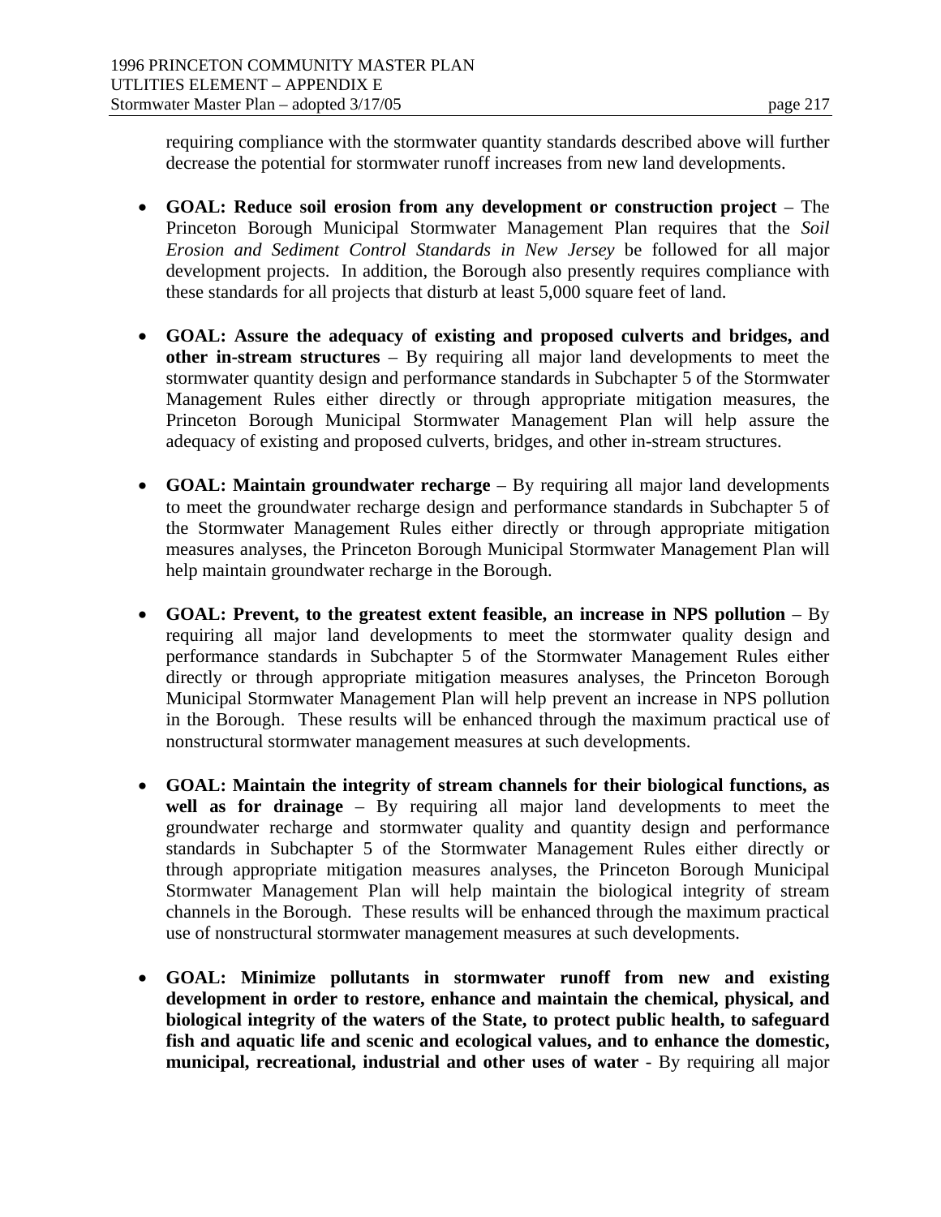requiring compliance with the stormwater quantity standards described above will further decrease the potential for stormwater runoff increases from new land developments.

- **GOAL: Reduce soil erosion from any development or construction project** – The Princeton Borough Municipal Stormwater Management Plan requires that the *Soil Erosion and Sediment Control Standards in New Jersey* be followed for all major development projects. In addition, the Borough also presently requires compliance with these standards for all projects that disturb at least 5,000 square feet of land.

- **GOAL: Assure the adequacy of existing and proposed culverts and bridges, and other in-stream structures** – By requiring all major land developments to meet the stormwater quantity design and performance standards in Subchapter 5 of the Stormwater Management Rules either directly or through appropriate mitigation measures, the Princeton Borough Municipal Stormwater Management Plan will help assure the adequacy of existing and proposed culverts, bridges, and other in-stream structures.

- **GOAL: Maintain groundwater recharge** – By requiring all major land developments to meet the groundwater recharge design and performance standards in Subchapter 5 of the Stormwater Management Rules either directly or through appropriate mitigation measures analyses, the Princeton Borough Municipal Stormwater Management Plan will help maintain groundwater recharge in the Borough.

- **GOAL: Prevent, to the greatest extent feasible, an increase in NPS pollution** – By requiring all major land developments to meet the stormwater quality design and performance standards in Subchapter 5 of the Stormwater Management Rules either directly or through appropriate mitigation measures analyses, the Princeton Borough Municipal Stormwater Management Plan will help prevent an increase in NPS pollution in the Borough. These results will be enhanced through the maximum practical use of nonstructural stormwater management measures at such developments.

- **GOAL: Maintain the integrity of stream channels for their biological functions, as well as for drainage** – By requiring all major land developments to meet the groundwater recharge and stormwater quality and quantity design and performance standards in Subchapter 5 of the Stormwater Management Rules either directly or through appropriate mitigation measures analyses, the Princeton Borough Municipal Stormwater Management Plan will help maintain the biological integrity of stream channels in the Borough. These results will be enhanced through the maximum practical use of nonstructural stormwater management measures at such developments.

- **GOAL: Minimize pollutants in stormwater runoff from new and existing development in order to restore, enhance and maintain the chemical, physical, and biological integrity of the waters of the State, to protect public health, to safeguard fish and aquatic life and scenic and ecological values, and to enhance the domestic, municipal, recreational, industrial and other uses of water** - By requiring all major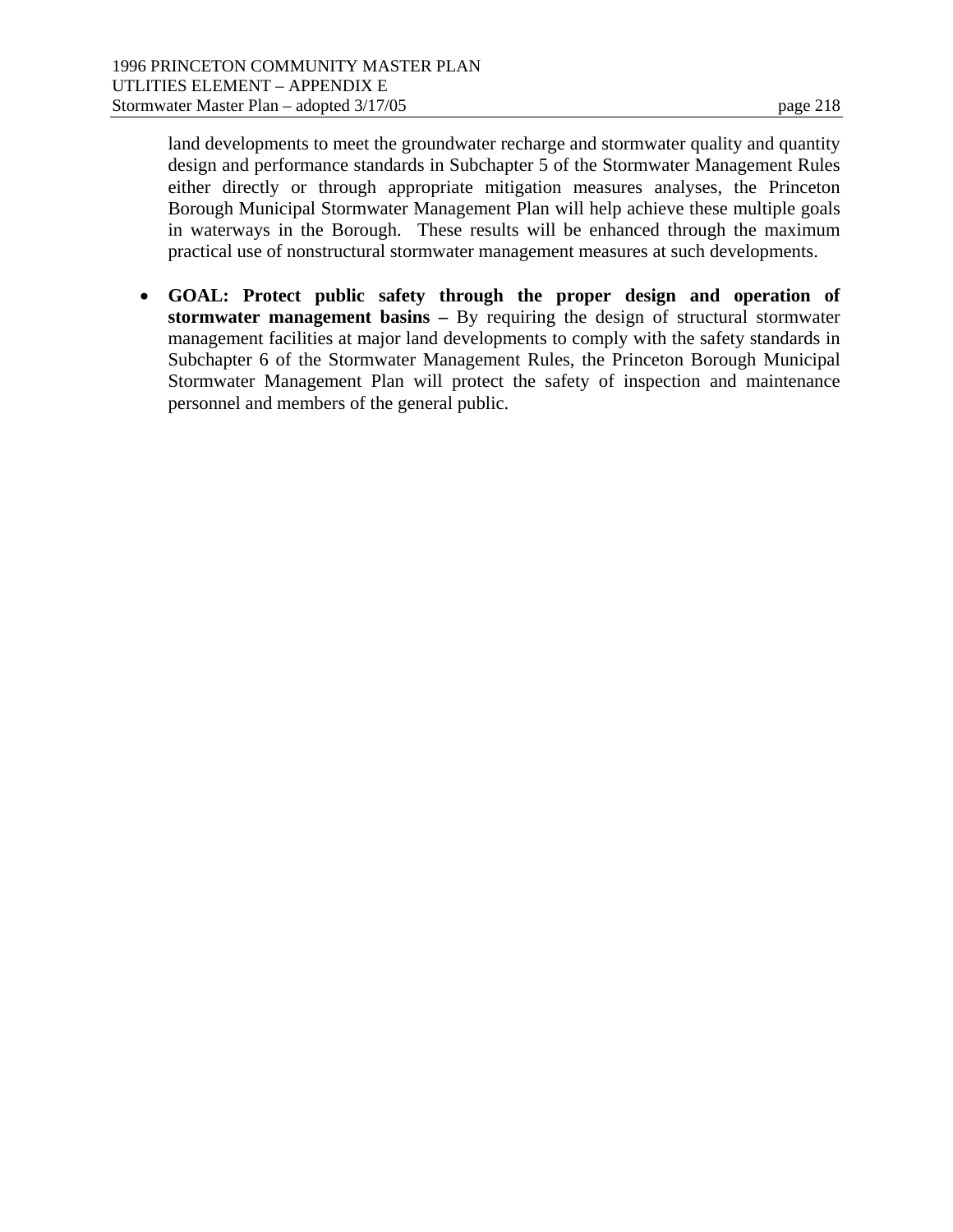land developments to meet the groundwater recharge and stormwater quality and quantity design and performance standards in Subchapter 5 of the Stormwater Management Rules either directly or through appropriate mitigation measures analyses, the Princeton Borough Municipal Stormwater Management Plan will help achieve these multiple goals in waterways in the Borough. These results will be enhanced through the maximum practical use of nonstructural stormwater management measures at such developments.

- **GOAL: Protect public safety through the proper design and operation of stormwater management basins –** By requiring the design of structural stormwater management facilities at major land developments to comply with the safety standards in Subchapter 6 of the Stormwater Management Rules, the Princeton Borough Municipal Stormwater Management Plan will protect the safety of inspection and maintenance personnel and members of the general public.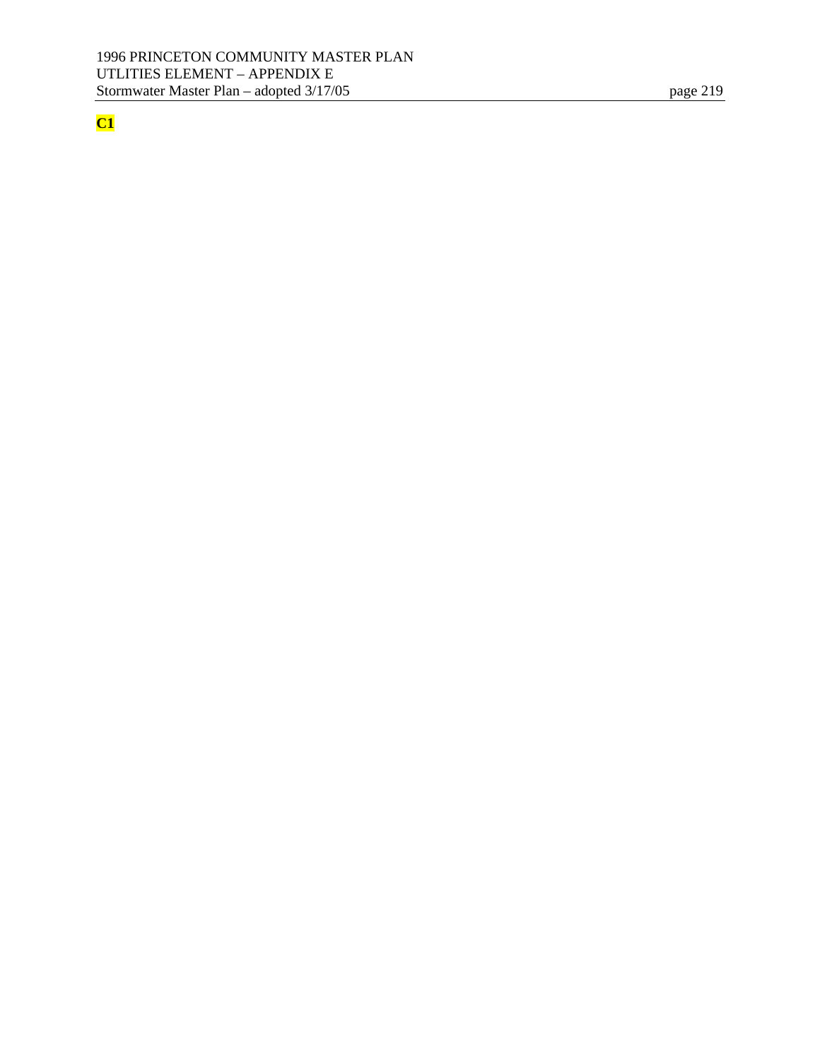**C1**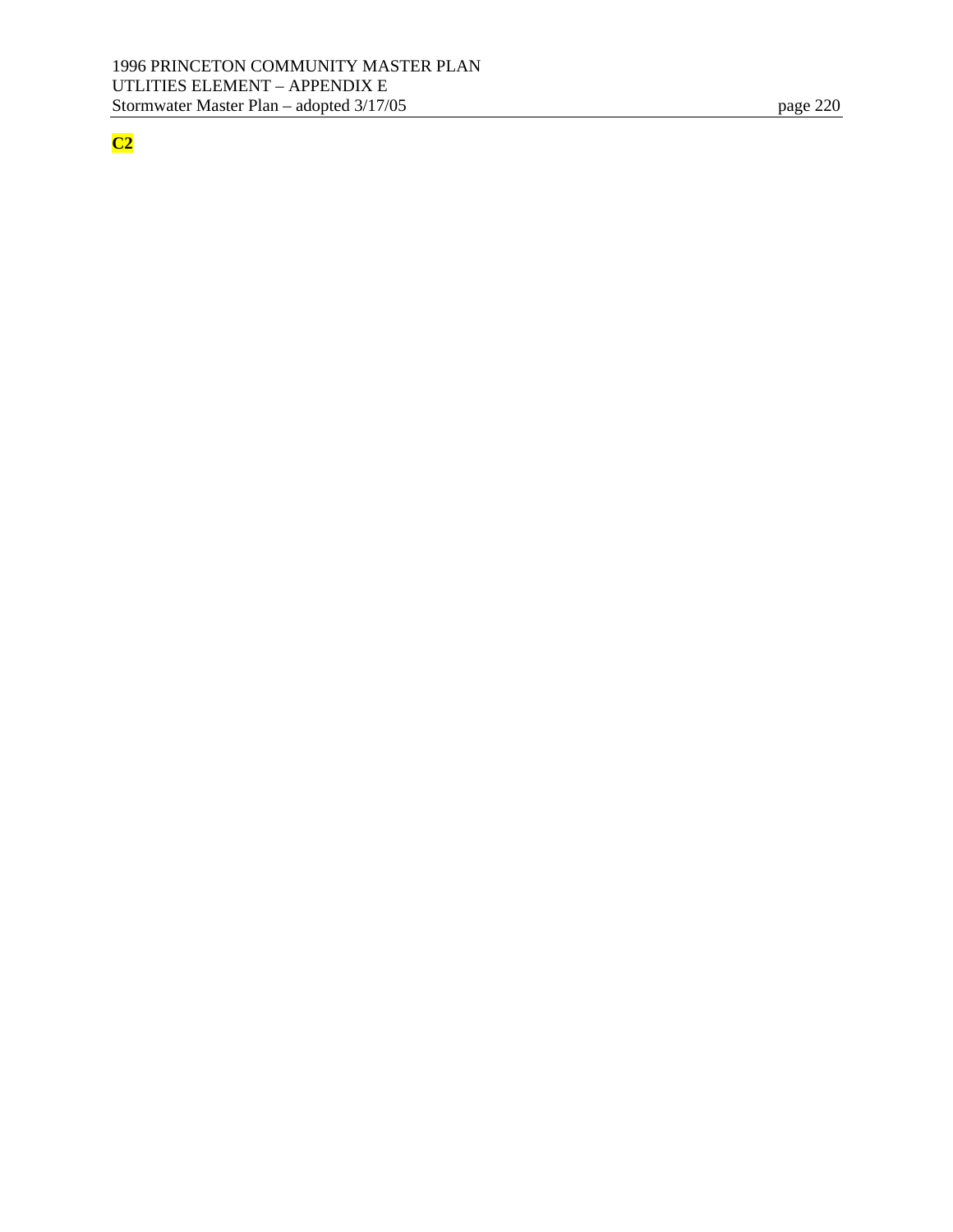**C2**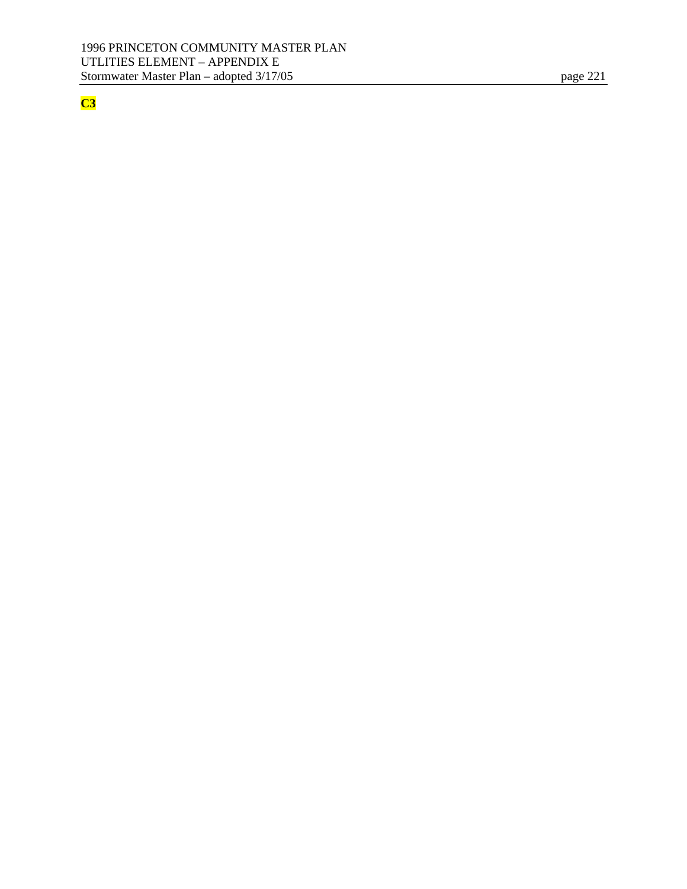**C3**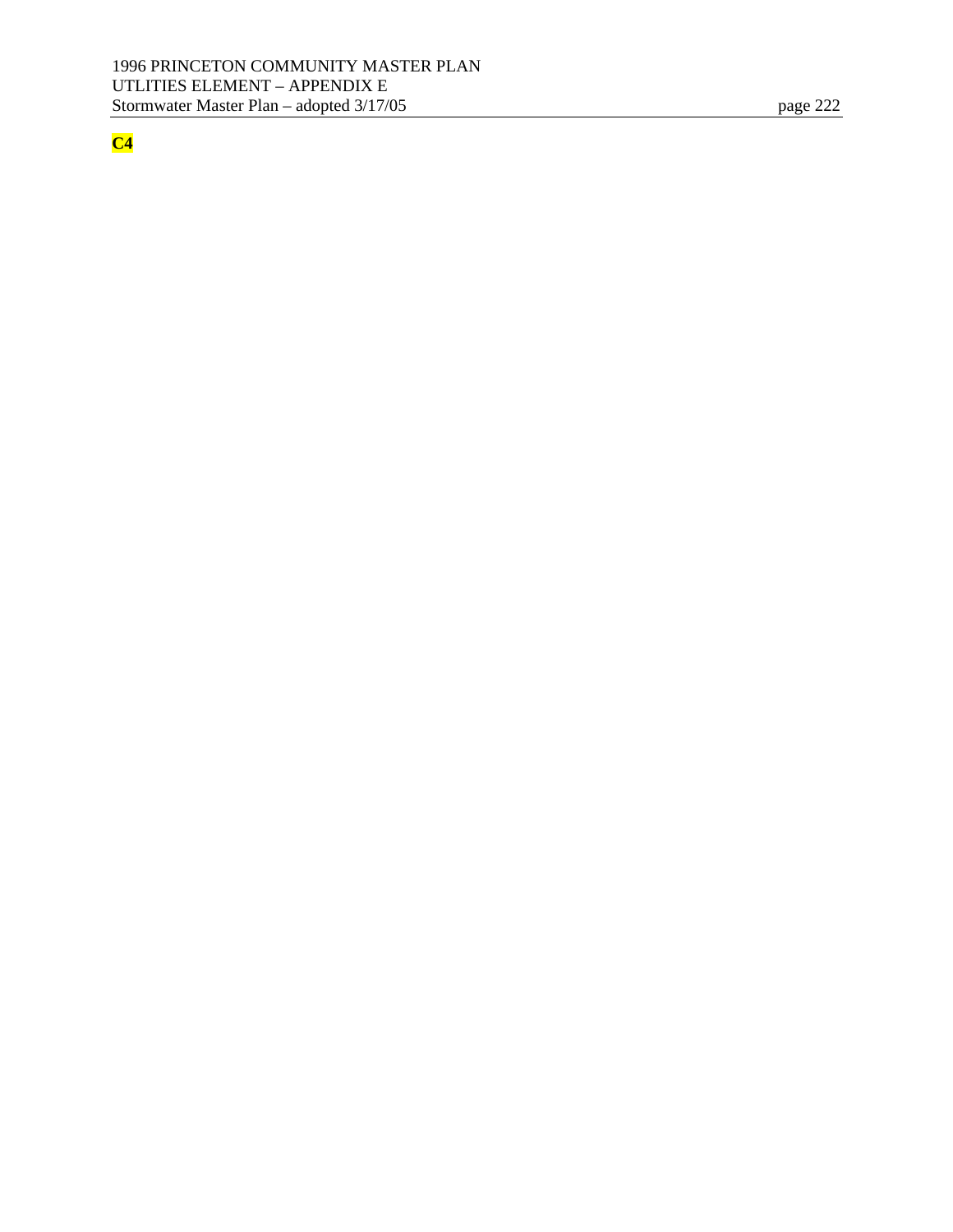**C4**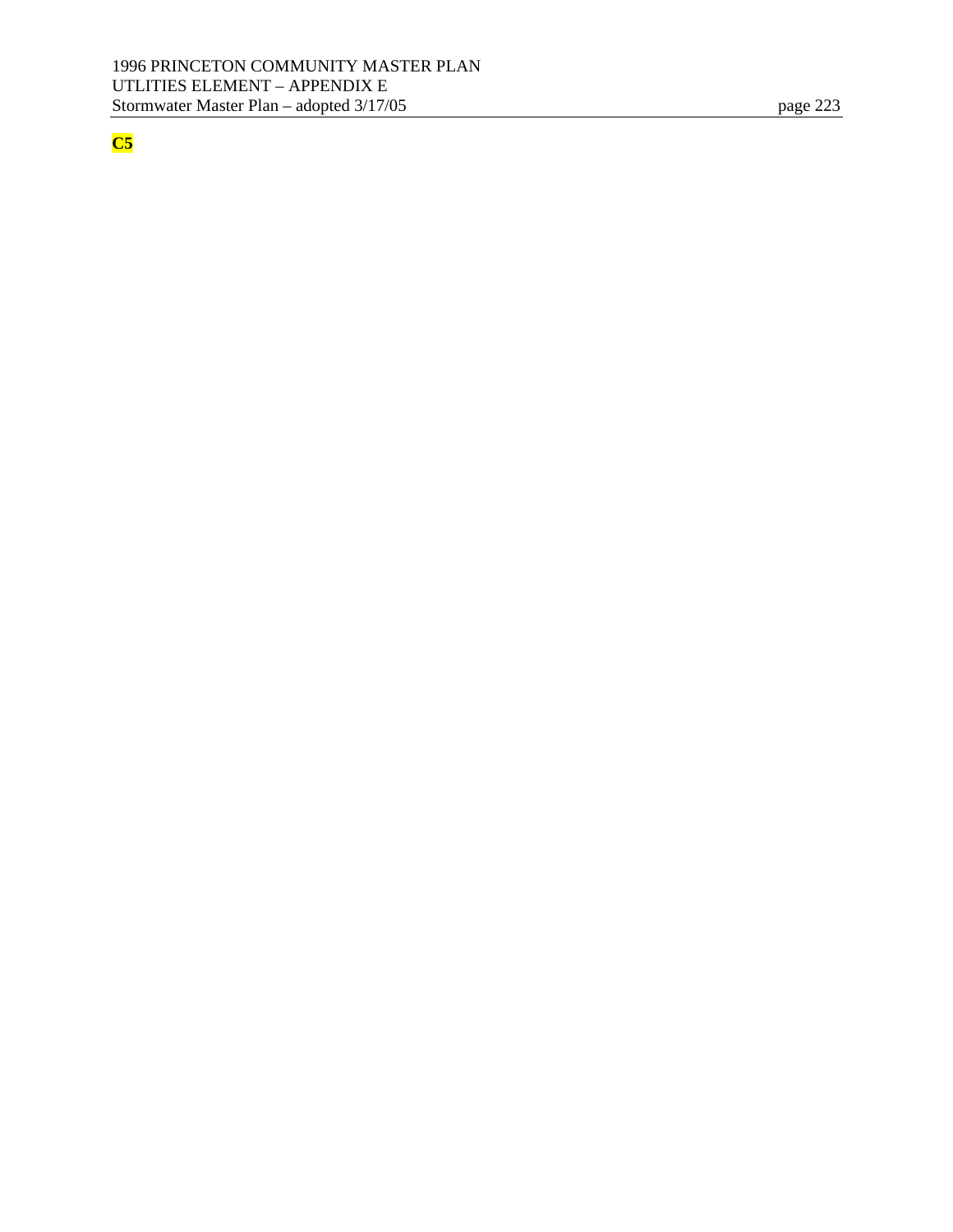**C5**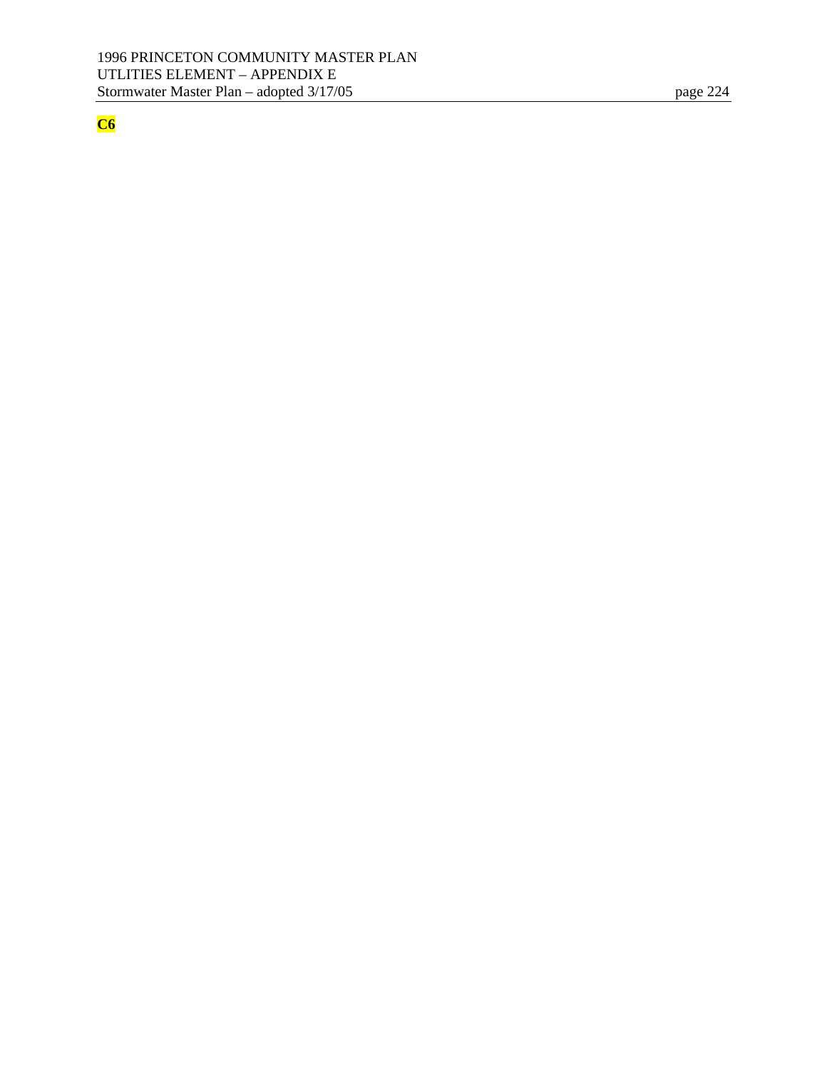**C6**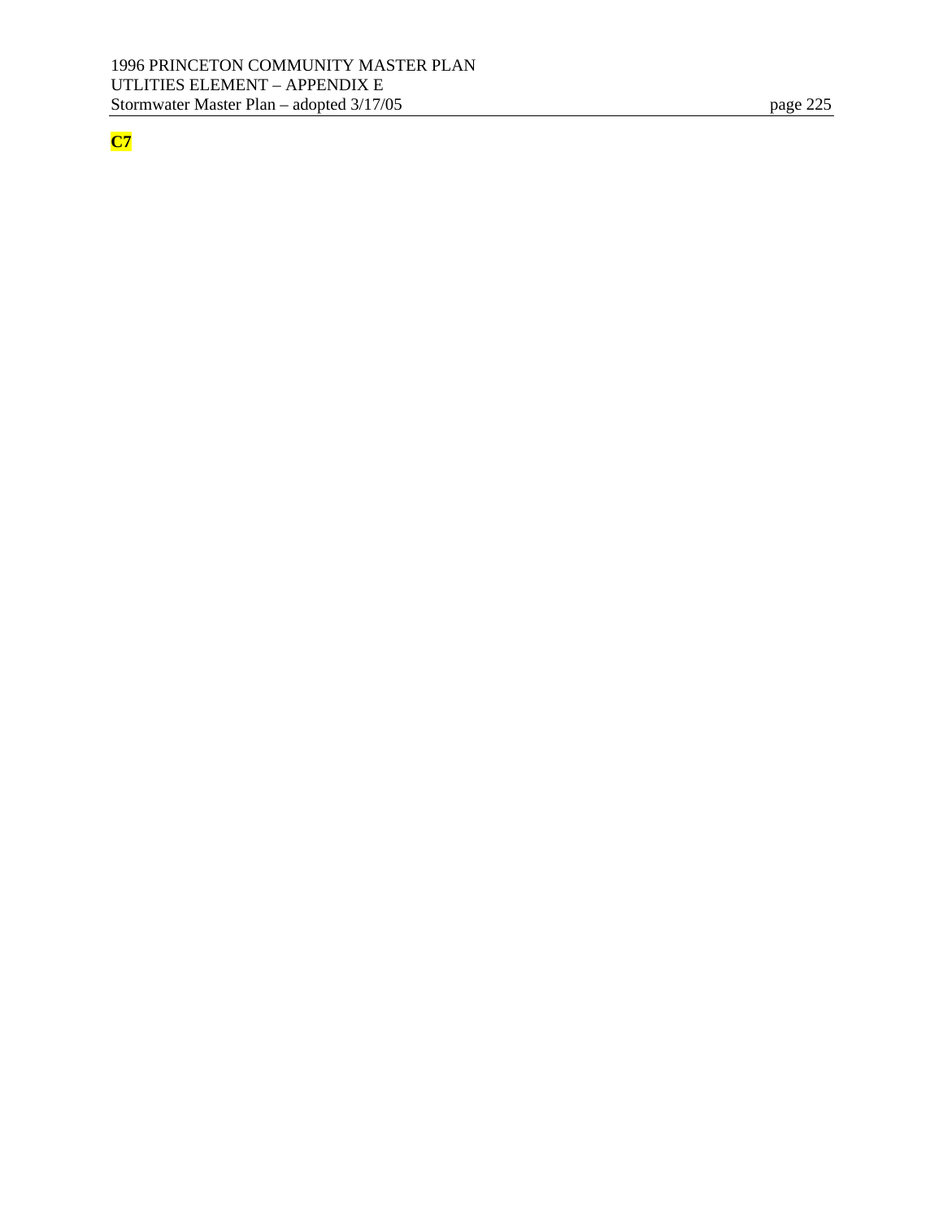**C7**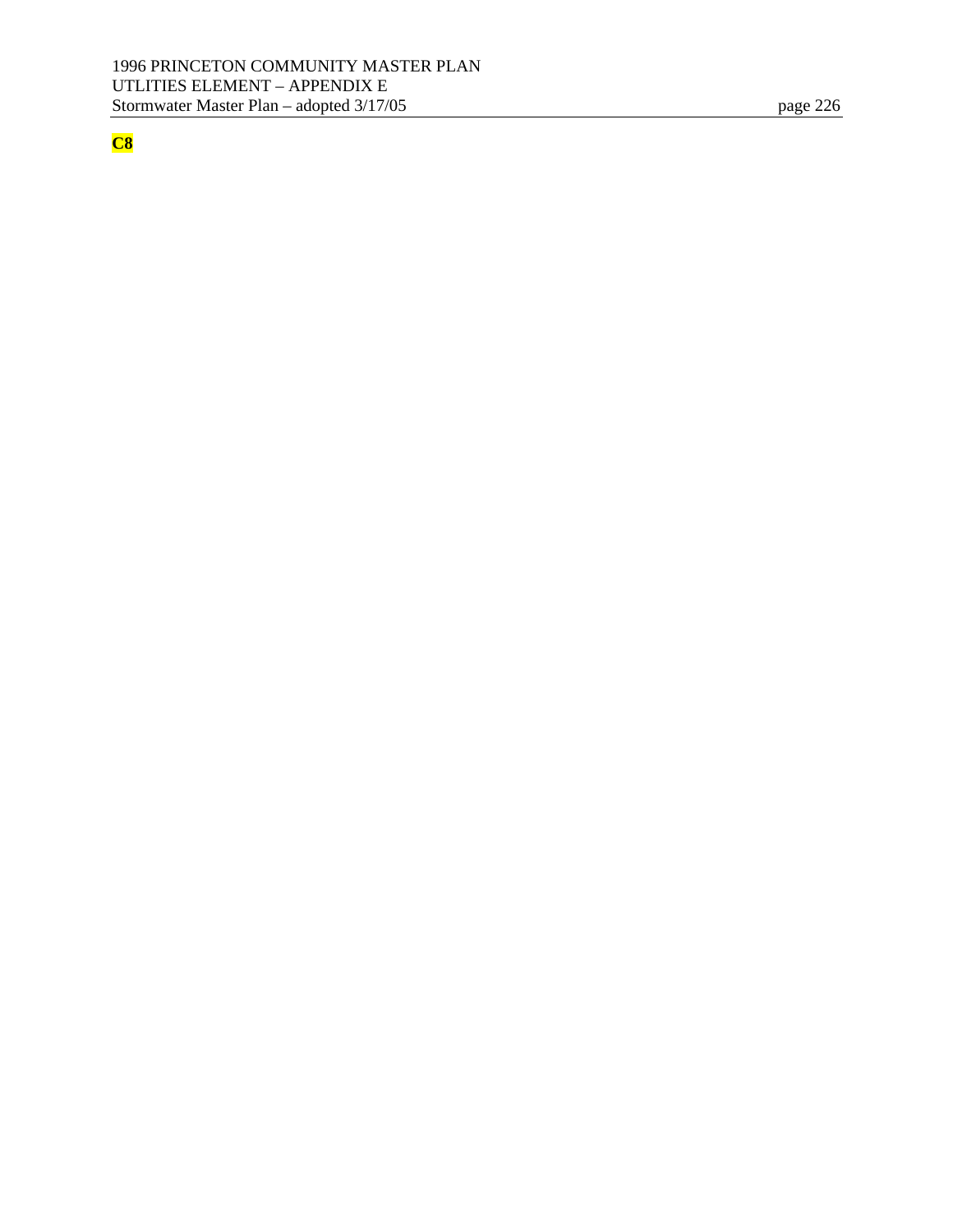**C8**